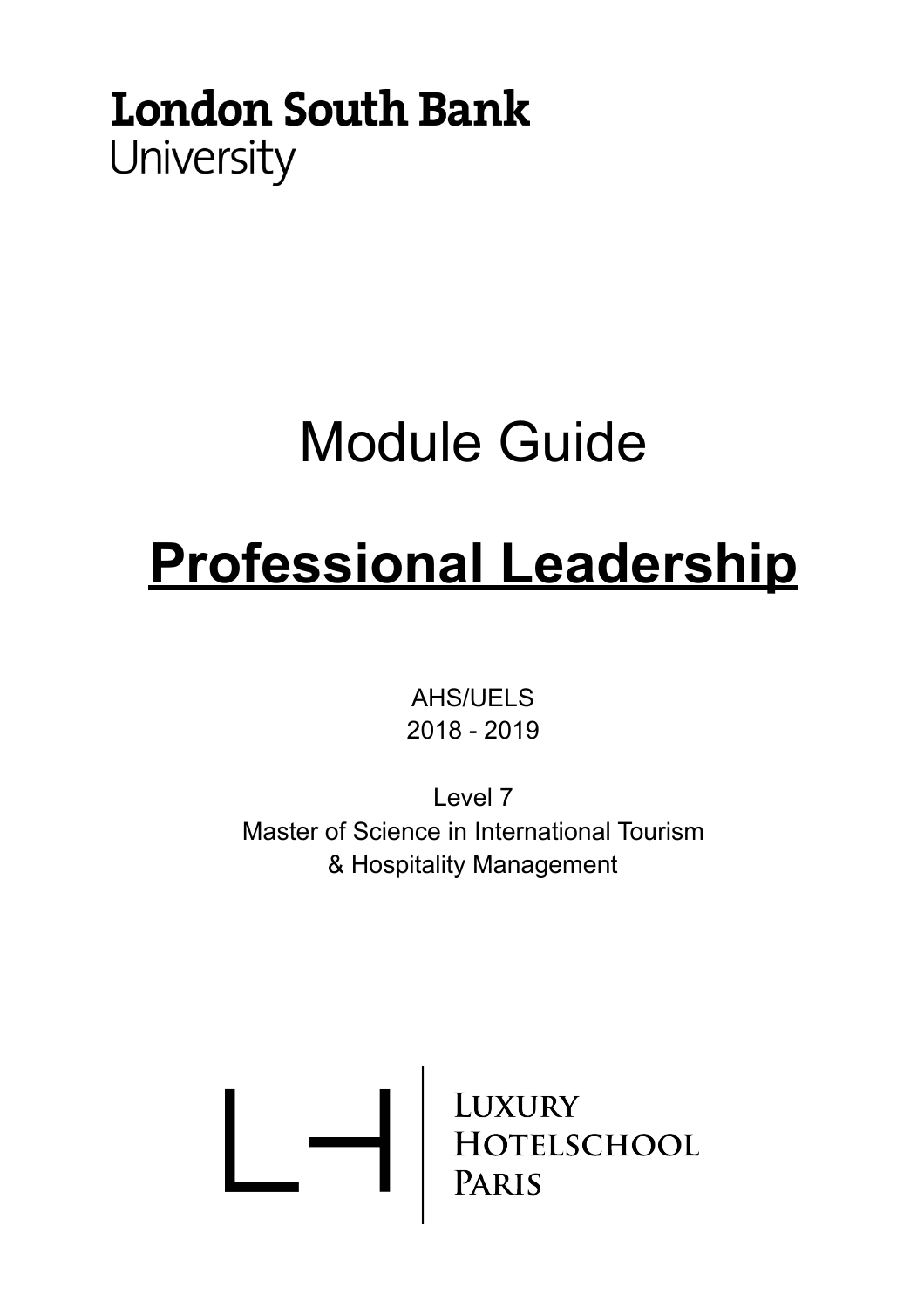**London South Bank**
University

# Module Guide

# Professional Leadership

AHS/UELS
2018 - 2019

Level 7
Master of Science in International Tourism & Hospitality Management

Luxury Hotelschool Paris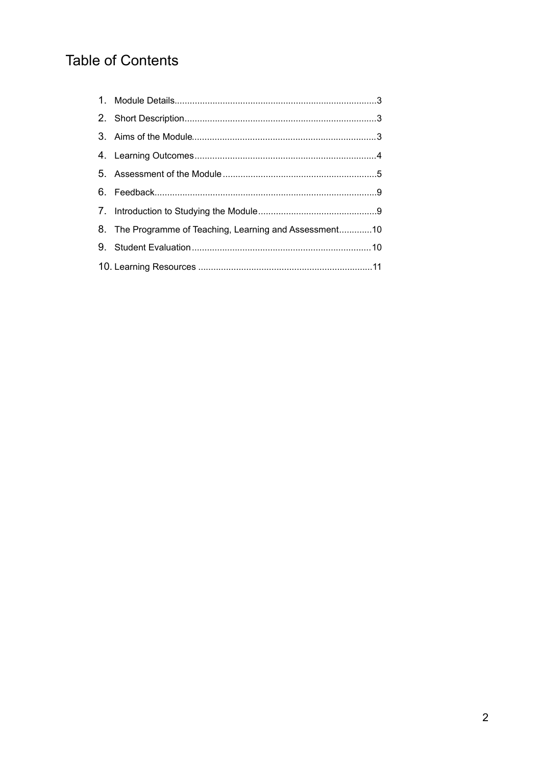# Table of Contents

1. Module Details.............................................................................3
2. Short Description..........................................................................3
3. Aims of the Module........................................................................3
4. Learning Outcomes.......................................................................4
5. Assessment of the Module............................................................5
6. Feedback......................................................................................9
7. Introduction to Studying the Module..............................................9
8. The Programme of Teaching, Learning and Assessment.............10
9. Student Evaluation......................................................................10
10. Learning Resources ....................................................................11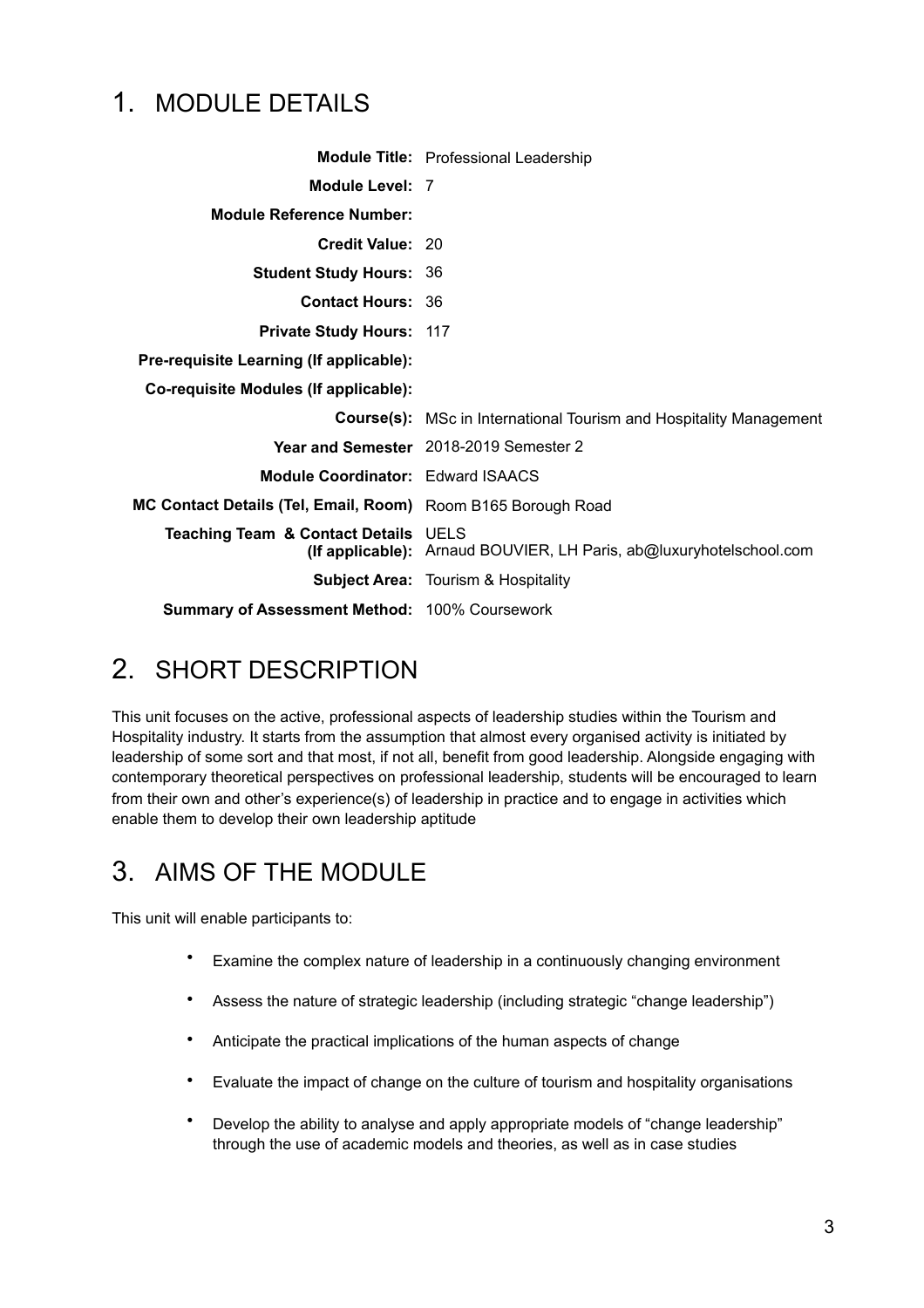## 1. MODULE DETAILS

| | |
|---|---|
| **Module Title:** | Professional Leadership |
| **Module Level:** | 7 |
| **Module Reference Number:** | |
| **Credit Value:** | 20 |
| **Student Study Hours:** | 36 |
| **Contact Hours:** | 36 |
| **Private Study Hours:** | 117 |
| **Pre-requisite Learning (If applicable):** | |
| **Co-requisite Modules (If applicable):** | |
| **Course(s):** | MSc in International Tourism and Hospitality Management |
| **Year and Semester** | 2018-2019 Semester 2 |
| **Module Coordinator:** | Edward ISAACS |
| **MC Contact Details (Tel, Email, Room)** | Room B165 Borough Road |
| **Teaching Team & Contact Details (If applicable):** | UELS<br>Arnaud BOUVIER, LH Paris, ab@luxuryhotelschool.com |
| **Subject Area:** | Tourism & Hospitality |
| **Summary of Assessment Method:** | 100% Coursework |

## 2. SHORT DESCRIPTION

This unit focuses on the active, professional aspects of leadership studies within the Tourism and Hospitality industry. It starts from the assumption that almost every organised activity is initiated by leadership of some sort and that most, if not all, benefit from good leadership. Alongside engaging with contemporary theoretical perspectives on professional leadership, students will be encouraged to learn from their own and other's experience(s) of leadership in practice and to engage in activities which enable them to develop their own leadership aptitude

## 3. AIMS OF THE MODULE

This unit will enable participants to:

- Examine the complex nature of leadership in a continuously changing environment
- Assess the nature of strategic leadership (including strategic "change leadership")
- Anticipate the practical implications of the human aspects of change
- Evaluate the impact of change on the culture of tourism and hospitality organisations
- Develop the ability to analyse and apply appropriate models of "change leadership" through the use of academic models and theories, as well as in case studies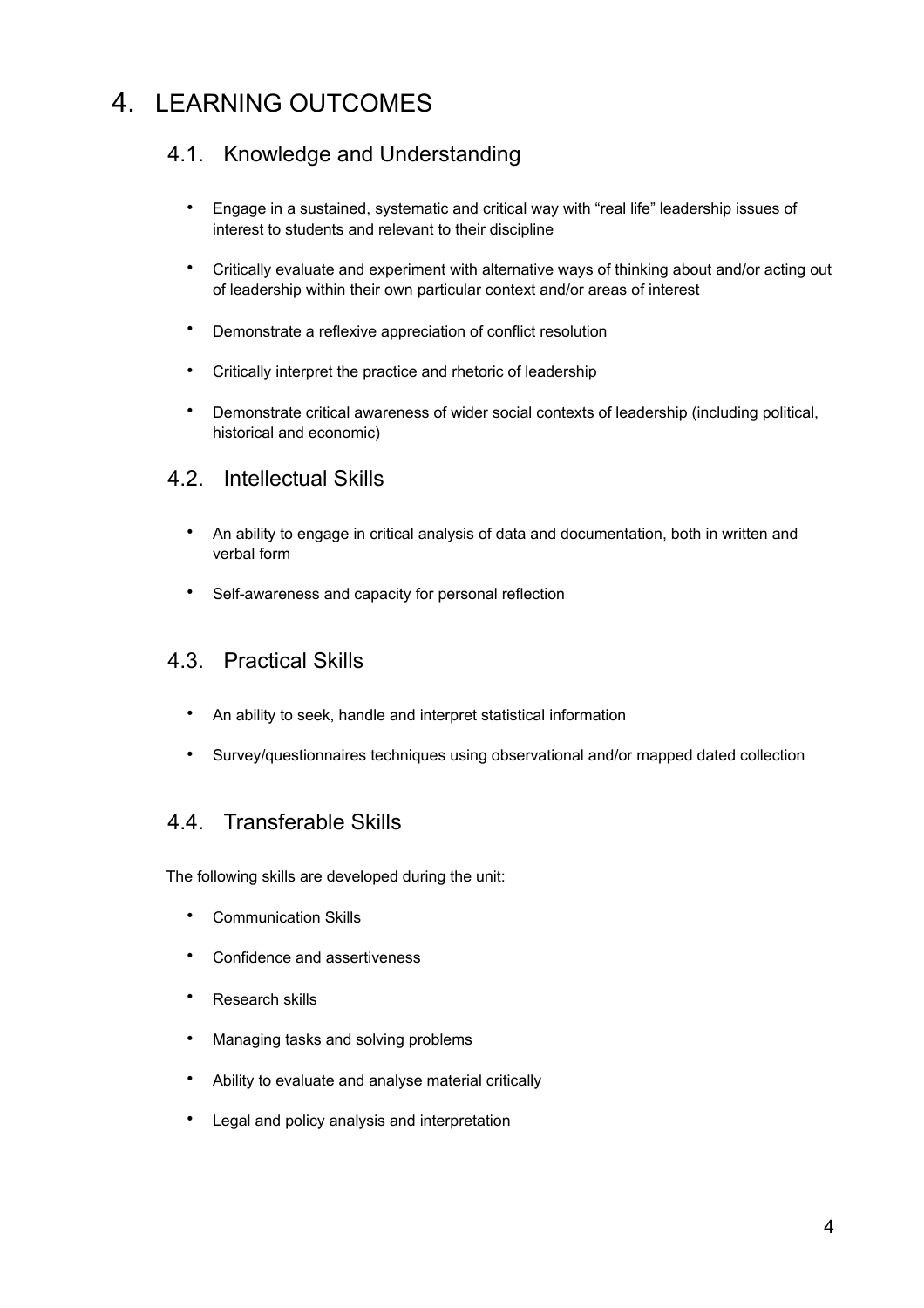# 4. LEARNING OUTCOMES

## 4.1. Knowledge and Understanding

- Engage in a sustained, systematic and critical way with "real life" leadership issues of interest to students and relevant to their discipline
- Critically evaluate and experiment with alternative ways of thinking about and/or acting out of leadership within their own particular context and/or areas of interest
- Demonstrate a reflexive appreciation of conflict resolution
- Critically interpret the practice and rhetoric of leadership
- Demonstrate critical awareness of wider social contexts of leadership (including political, historical and economic)

## 4.2. Intellectual Skills

- An ability to engage in critical analysis of data and documentation, both in written and verbal form
- Self-awareness and capacity for personal reflection

## 4.3. Practical Skills

- An ability to seek, handle and interpret statistical information
- Survey/questionnaires techniques using observational and/or mapped dated collection

## 4.4. Transferable Skills

The following skills are developed during the unit:

- Communication Skills
- Confidence and assertiveness
- Research skills
- Managing tasks and solving problems
- Ability to evaluate and analyse material critically
- Legal and policy analysis and interpretation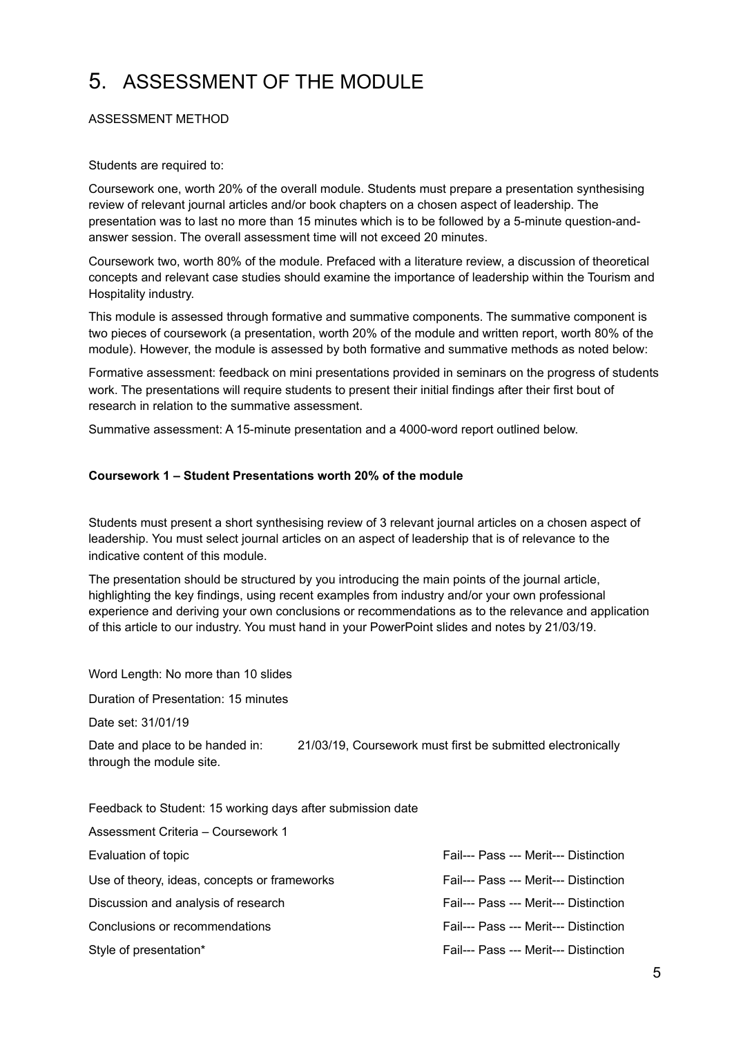# 5. ASSESSMENT OF THE MODULE

ASSESSMENT METHOD

Students are required to:

Coursework one, worth 20% of the overall module. Students must prepare a presentation synthesising review of relevant journal articles and/or book chapters on a chosen aspect of leadership. The presentation was to last no more than 15 minutes which is to be followed by a 5-minute question-and-answer session. The overall assessment time will not exceed 20 minutes.

Coursework two, worth 80% of the module. Prefaced with a literature review, a discussion of theoretical concepts and relevant case studies should examine the importance of leadership within the Tourism and Hospitality industry.

This module is assessed through formative and summative components. The summative component is two pieces of coursework (a presentation, worth 20% of the module and written report, worth 80% of the module). However, the module is assessed by both formative and summative methods as noted below:

Formative assessment: feedback on mini presentations provided in seminars on the progress of students work. The presentations will require students to present their initial findings after their first bout of research in relation to the summative assessment.

Summative assessment: A 15-minute presentation and a 4000-word report outlined below.

**Coursework 1 – Student Presentations worth 20% of the module**

Students must present a short synthesising review of 3 relevant journal articles on a chosen aspect of leadership. You must select journal articles on an aspect of leadership that is of relevance to the indicative content of this module.

The presentation should be structured by you introducing the main points of the journal article, highlighting the key findings, using recent examples from industry and/or your own professional experience and deriving your own conclusions or recommendations as to the relevance and application of this article to our industry. You must hand in your PowerPoint slides and notes by 21/03/19.

Word Length: No more than 10 slides

Duration of Presentation: 15 minutes

Date set: 31/01/19

Date and place to be handed in: 21/03/19, Coursework must first be submitted electronically through the module site.

Feedback to Student: 15 working days after submission date

Assessment Criteria – Coursework 1

| | |
|---|---|
| Evaluation of topic | Fail--- Pass --- Merit--- Distinction |
| Use of theory, ideas, concepts or frameworks | Fail--- Pass --- Merit--- Distinction |
| Discussion and analysis of research | Fail--- Pass --- Merit--- Distinction |
| Conclusions or recommendations | Fail--- Pass --- Merit--- Distinction |
| Style of presentation* | Fail--- Pass --- Merit--- Distinction |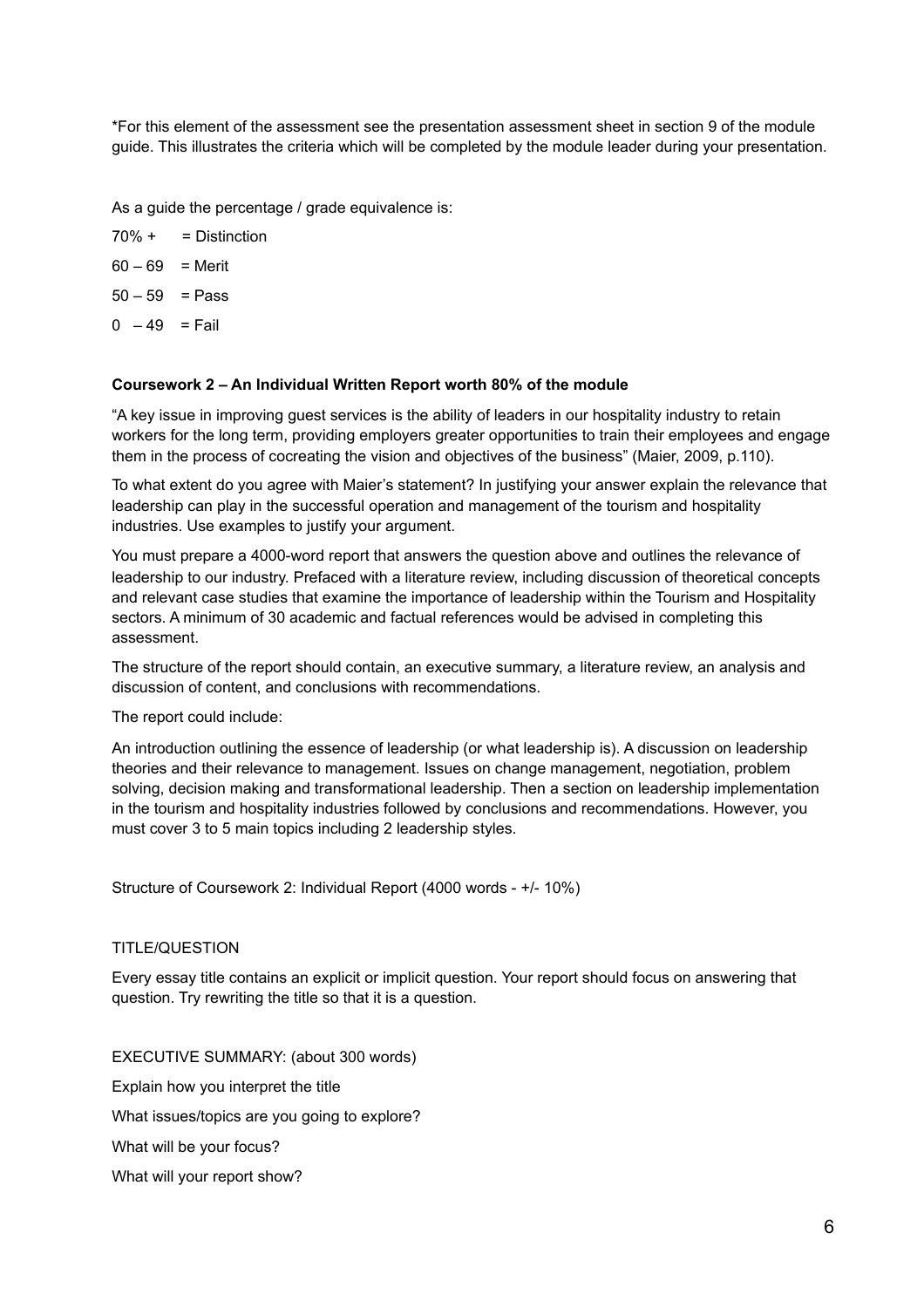*For this element of the assessment see the presentation assessment sheet in section 9 of the module guide. This illustrates the criteria which will be completed by the module leader during your presentation.

As a guide the percentage / grade equivalence is:

70% + = Distinction

60 – 69 = Merit

50 – 59 = Pass

0 – 49 = Fail

**Coursework 2 – An Individual Written Report worth 80% of the module**

"A key issue in improving guest services is the ability of leaders in our hospitality industry to retain workers for the long term, providing employers greater opportunities to train their employees and engage them in the process of cocreating the vision and objectives of the business" (Maier, 2009, p.110).

To what extent do you agree with Maier's statement? In justifying your answer explain the relevance that leadership can play in the successful operation and management of the tourism and hospitality industries. Use examples to justify your argument.

You must prepare a 4000-word report that answers the question above and outlines the relevance of leadership to our industry. Prefaced with a literature review, including discussion of theoretical concepts and relevant case studies that examine the importance of leadership within the Tourism and Hospitality sectors. A minimum of 30 academic and factual references would be advised in completing this assessment.

The structure of the report should contain, an executive summary, a literature review, an analysis and discussion of content, and conclusions with recommendations.

The report could include:

An introduction outlining the essence of leadership (or what leadership is). A discussion on leadership theories and their relevance to management. Issues on change management, negotiation, problem solving, decision making and transformational leadership. Then a section on leadership implementation in the tourism and hospitality industries followed by conclusions and recommendations. However, you must cover 3 to 5 main topics including 2 leadership styles.

Structure of Coursework 2: Individual Report (4000 words - +/- 10%)

TITLE/QUESTION

Every essay title contains an explicit or implicit question. Your report should focus on answering that question. Try rewriting the title so that it is a question.

EXECUTIVE SUMMARY: (about 300 words)

Explain how you interpret the title

What issues/topics are you going to explore?

What will be your focus?

What will your report show?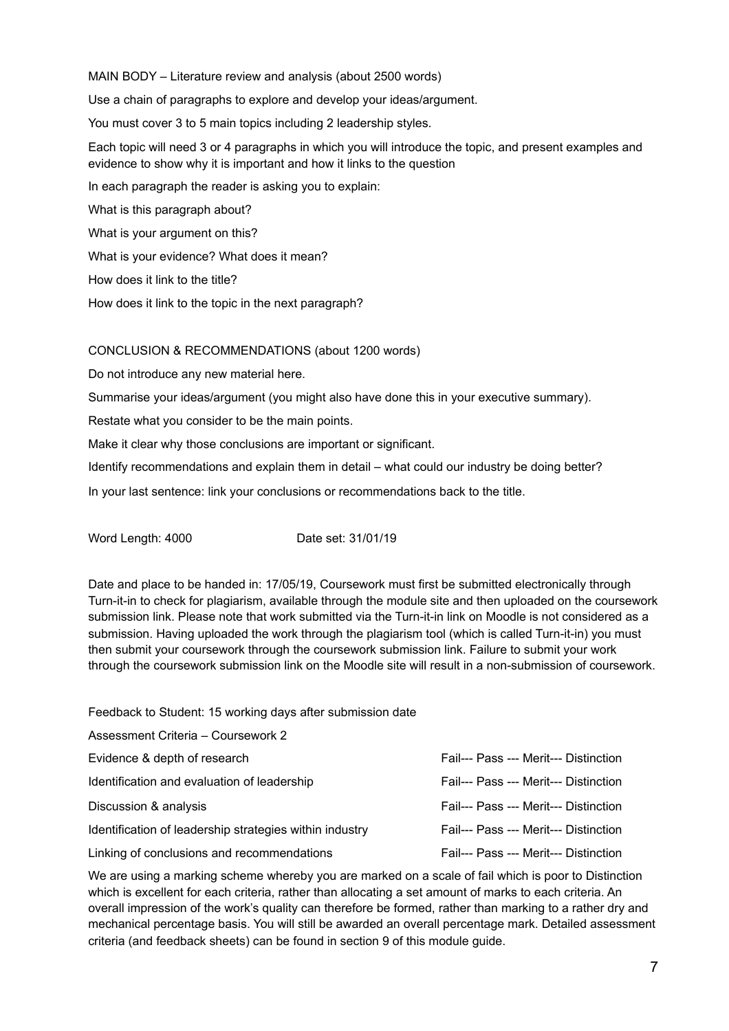MAIN BODY – Literature review and analysis (about 2500 words)

Use a chain of paragraphs to explore and develop your ideas/argument.

You must cover 3 to 5 main topics including 2 leadership styles.

Each topic will need 3 or 4 paragraphs in which you will introduce the topic, and present examples and evidence to show why it is important and how it links to the question

In each paragraph the reader is asking you to explain:

What is this paragraph about?

What is your argument on this?

What is your evidence? What does it mean?

How does it link to the title?

How does it link to the topic in the next paragraph?

CONCLUSION & RECOMMENDATIONS (about 1200 words)

Do not introduce any new material here.

Summarise your ideas/argument (you might also have done this in your executive summary).

Restate what you consider to be the main points.

Make it clear why those conclusions are important or significant.

Identify recommendations and explain them in detail – what could our industry be doing better?

In your last sentence: link your conclusions or recommendations back to the title.

Word Length: 4000 Date set: 31/01/19

Date and place to be handed in: 17/05/19, Coursework must first be submitted electronically through Turn-it-in to check for plagiarism, available through the module site and then uploaded on the coursework submission link. Please note that work submitted via the Turn-it-in link on Moodle is not considered as a submission. Having uploaded the work through the plagiarism tool (which is called Turn-it-in) you must then submit your coursework through the coursework submission link. Failure to submit your work through the coursework submission link on the Moodle site will result in a non-submission of coursework.

Feedback to Student: 15 working days after submission date

Assessment Criteria – Coursework 2

| Criteria | Grade |
|---|---|
| Evidence & depth of research | Fail--- Pass --- Merit--- Distinction |
| Identification and evaluation of leadership | Fail--- Pass --- Merit--- Distinction |
| Discussion & analysis | Fail--- Pass --- Merit--- Distinction |
| Identification of leadership strategies within industry | Fail--- Pass --- Merit--- Distinction |
| Linking of conclusions and recommendations | Fail--- Pass --- Merit--- Distinction |

We are using a marking scheme whereby you are marked on a scale of fail which is poor to Distinction which is excellent for each criteria, rather than allocating a set amount of marks to each criteria. An overall impression of the work's quality can therefore be formed, rather than marking to a rather dry and mechanical percentage basis. You will still be awarded an overall percentage mark. Detailed assessment criteria (and feedback sheets) can be found in section 9 of this module guide.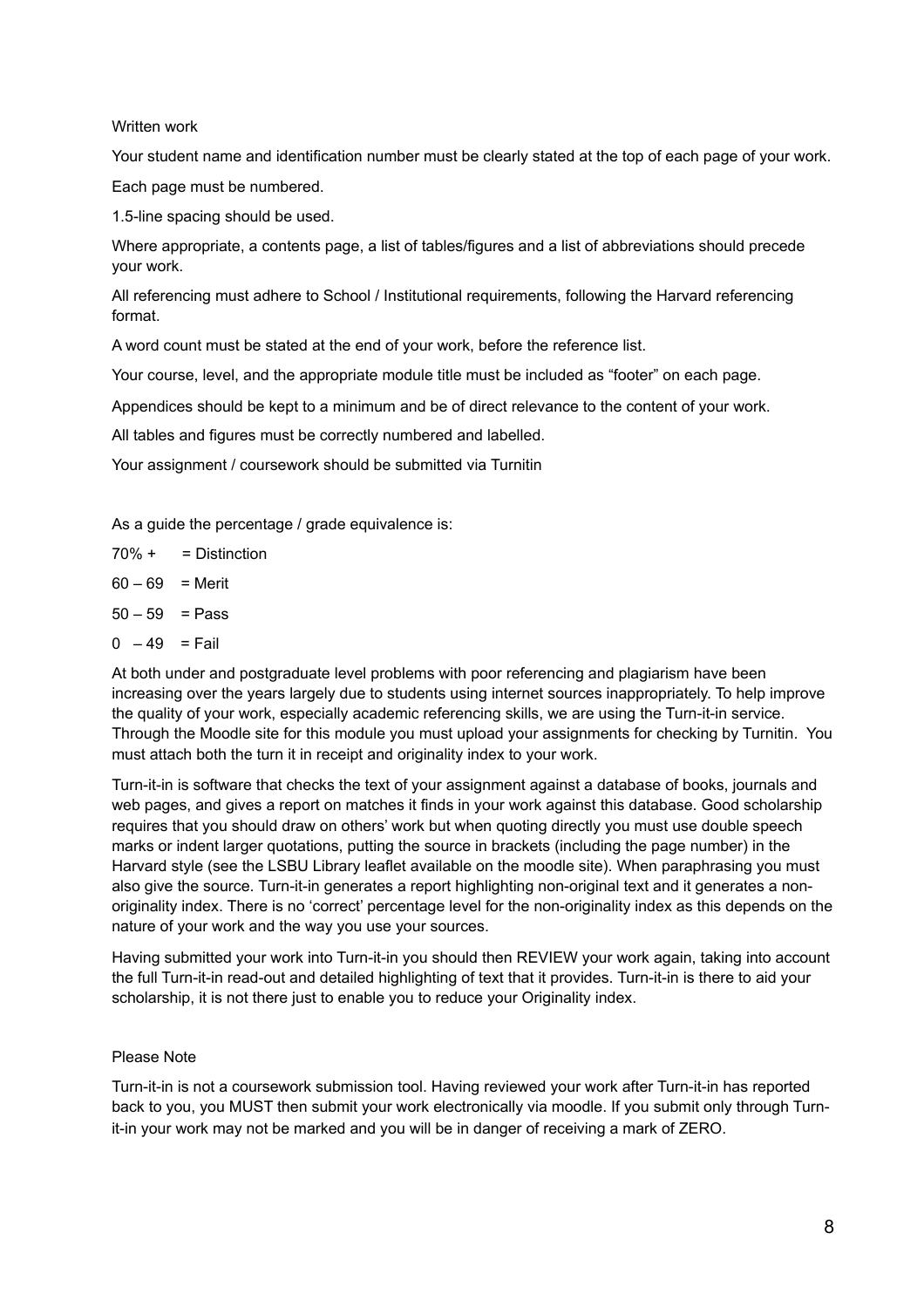Written work

Your student name and identification number must be clearly stated at the top of each page of your work.

Each page must be numbered.

1.5-line spacing should be used.

Where appropriate, a contents page, a list of tables/figures and a list of abbreviations should precede your work.

All referencing must adhere to School / Institutional requirements, following the Harvard referencing format.

A word count must be stated at the end of your work, before the reference list.

Your course, level, and the appropriate module title must be included as "footer" on each page.

Appendices should be kept to a minimum and be of direct relevance to the content of your work.

All tables and figures must be correctly numbered and labelled.

Your assignment / coursework should be submitted via Turnitin

As a guide the percentage / grade equivalence is:

70% + = Distinction

60 – 69 = Merit

50 – 59 = Pass

0 – 49 = Fail

At both under and postgraduate level problems with poor referencing and plagiarism have been increasing over the years largely due to students using internet sources inappropriately. To help improve the quality of your work, especially academic referencing skills, we are using the Turn-it-in service. Through the Moodle site for this module you must upload your assignments for checking by Turnitin. You must attach both the turn it in receipt and originality index to your work.

Turn-it-in is software that checks the text of your assignment against a database of books, journals and web pages, and gives a report on matches it finds in your work against this database. Good scholarship requires that you should draw on others' work but when quoting directly you must use double speech marks or indent larger quotations, putting the source in brackets (including the page number) in the Harvard style (see the LSBU Library leaflet available on the moodle site). When paraphrasing you must also give the source. Turn-it-in generates a report highlighting non-original text and it generates a non-originality index. There is no 'correct' percentage level for the non-originality index as this depends on the nature of your work and the way you use your sources.

Having submitted your work into Turn-it-in you should then REVIEW your work again, taking into account the full Turn-it-in read-out and detailed highlighting of text that it provides. Turn-it-in is there to aid your scholarship, it is not there just to enable you to reduce your Originality index.

Please Note

Turn-it-in is not a coursework submission tool. Having reviewed your work after Turn-it-in has reported back to you, you MUST then submit your work electronically via moodle. If you submit only through Turn-it-in your work may not be marked and you will be in danger of receiving a mark of ZERO.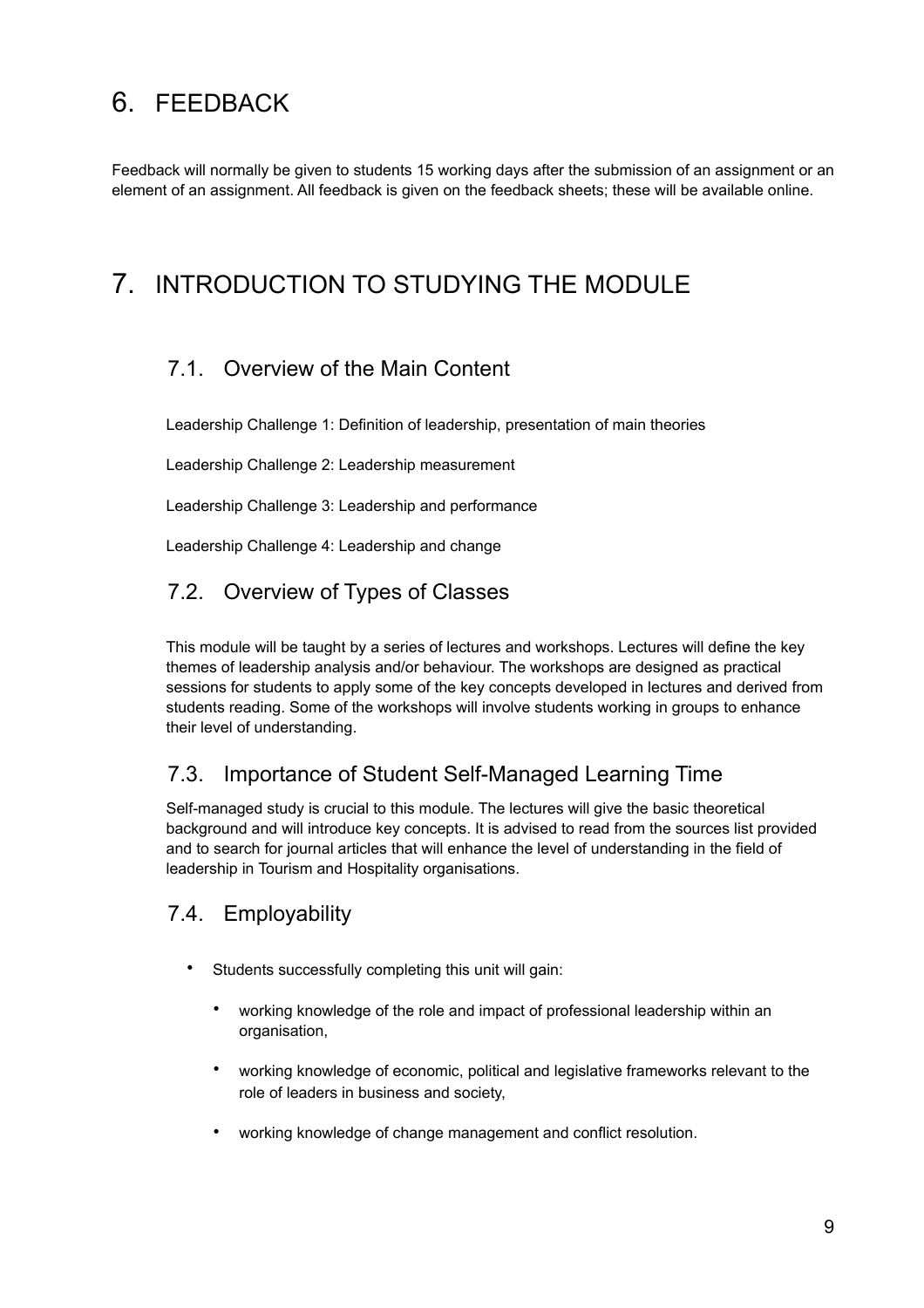# 6. FEEDBACK

Feedback will normally be given to students 15 working days after the submission of an assignment or an element of an assignment. All feedback is given on the feedback sheets; these will be available online.

# 7. INTRODUCTION TO STUDYING THE MODULE

## 7.1. Overview of the Main Content

Leadership Challenge 1: Definition of leadership, presentation of main theories

Leadership Challenge 2: Leadership measurement

Leadership Challenge 3: Leadership and performance

Leadership Challenge 4: Leadership and change

## 7.2. Overview of Types of Classes

This module will be taught by a series of lectures and workshops. Lectures will define the key themes of leadership analysis and/or behaviour. The workshops are designed as practical sessions for students to apply some of the key concepts developed in lectures and derived from students reading. Some of the workshops will involve students working in groups to enhance their level of understanding.

## 7.3. Importance of Student Self-Managed Learning Time

Self-managed study is crucial to this module. The lectures will give the basic theoretical background and will introduce key concepts. It is advised to read from the sources list provided and to search for journal articles that will enhance the level of understanding in the field of leadership in Tourism and Hospitality organisations.

## 7.4. Employability

- Students successfully completing this unit will gain:
  - working knowledge of the role and impact of professional leadership within an organisation,
  - working knowledge of economic, political and legislative frameworks relevant to the role of leaders in business and society,
  - working knowledge of change management and conflict resolution.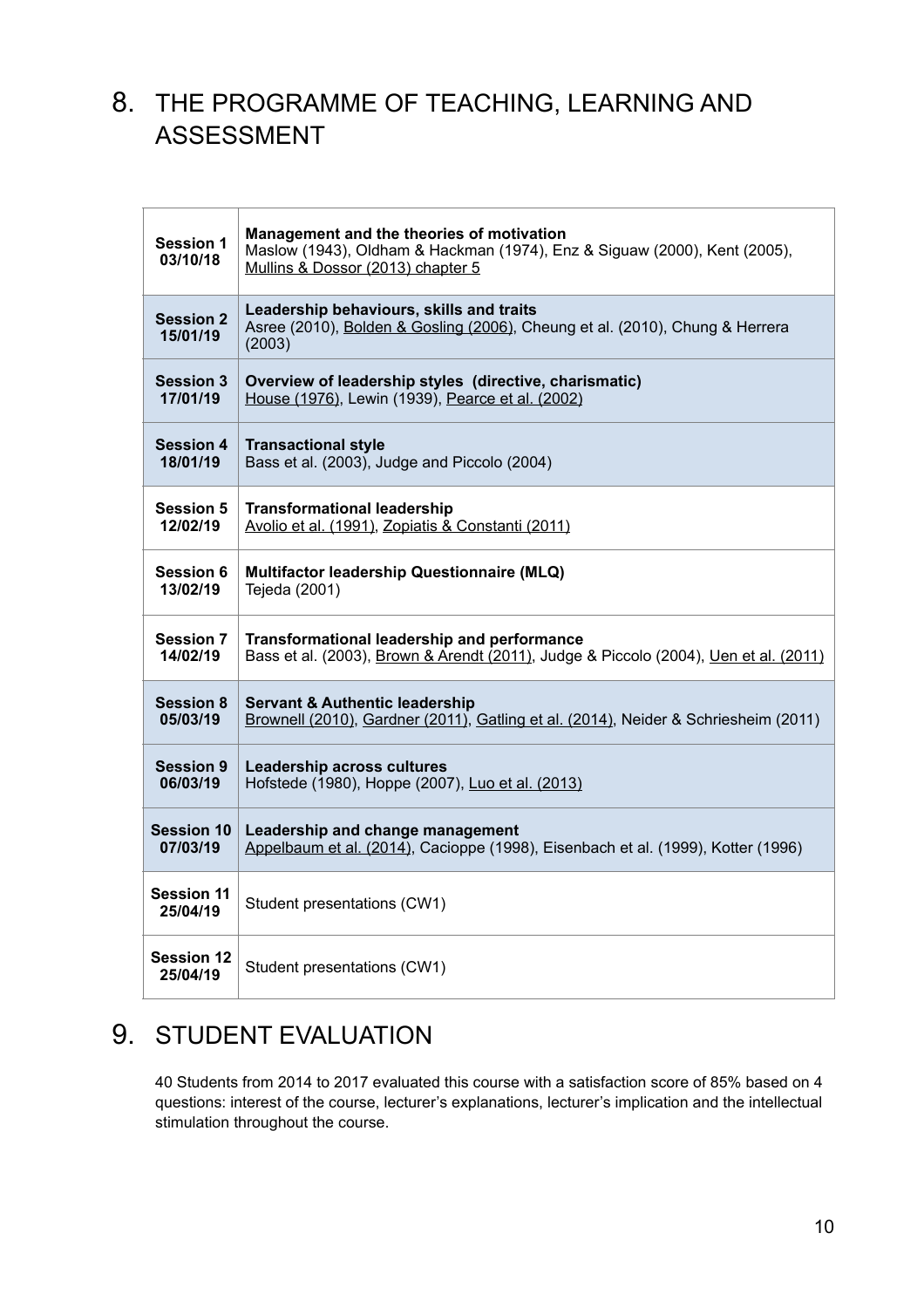## 8. THE PROGRAMME OF TEACHING, LEARNING AND ASSESSMENT

| Session | Content |
|---|---|
| **Session 1 03/10/18** | **Management and the theories of motivation** Maslow (1943), Oldham & Hackman (1974), Enz & Siguaw (2000), Kent (2005), Mullins & Dossor (2013) chapter 5 |
| **Session 2 15/01/19** | **Leadership behaviours, skills and traits** Asree (2010), Bolden & Gosling (2006), Cheung et al. (2010), Chung & Herrera (2003) |
| **Session 3 17/01/19** | **Overview of leadership styles (directive, charismatic)** House (1976), Lewin (1939), Pearce et al. (2002) |
| **Session 4 18/01/19** | **Transactional style** Bass et al. (2003), Judge and Piccolo (2004) |
| **Session 5 12/02/19** | **Transformational leadership** Avolio et al. (1991), Zopiatis & Constanti (2011) |
| **Session 6 13/02/19** | **Multifactor leadership Questionnaire (MLQ)** Tejeda (2001) |
| **Session 7 14/02/19** | **Transformational leadership and performance** Bass et al. (2003), Brown & Arendt (2011), Judge & Piccolo (2004), Uen et al. (2011) |
| **Session 8 05/03/19** | **Servant & Authentic leadership** Brownell (2010), Gardner (2011), Gatling et al. (2014), Neider & Schriesheim (2011) |
| **Session 9 06/03/19** | **Leadership across cultures** Hofstede (1980), Hoppe (2007), Luo et al. (2013) |
| **Session 10 07/03/19** | **Leadership and change management** Appelbaum et al. (2014), Cacioppe (1998), Eisenbach et al. (1999), Kotter (1996) |
| **Session 11 25/04/19** | Student presentations (CW1) |
| **Session 12 25/04/19** | Student presentations (CW1) |

## 9. STUDENT EVALUATION

40 Students from 2014 to 2017 evaluated this course with a satisfaction score of 85% based on 4 questions: interest of the course, lecturer's explanations, lecturer's implication and the intellectual stimulation throughout the course.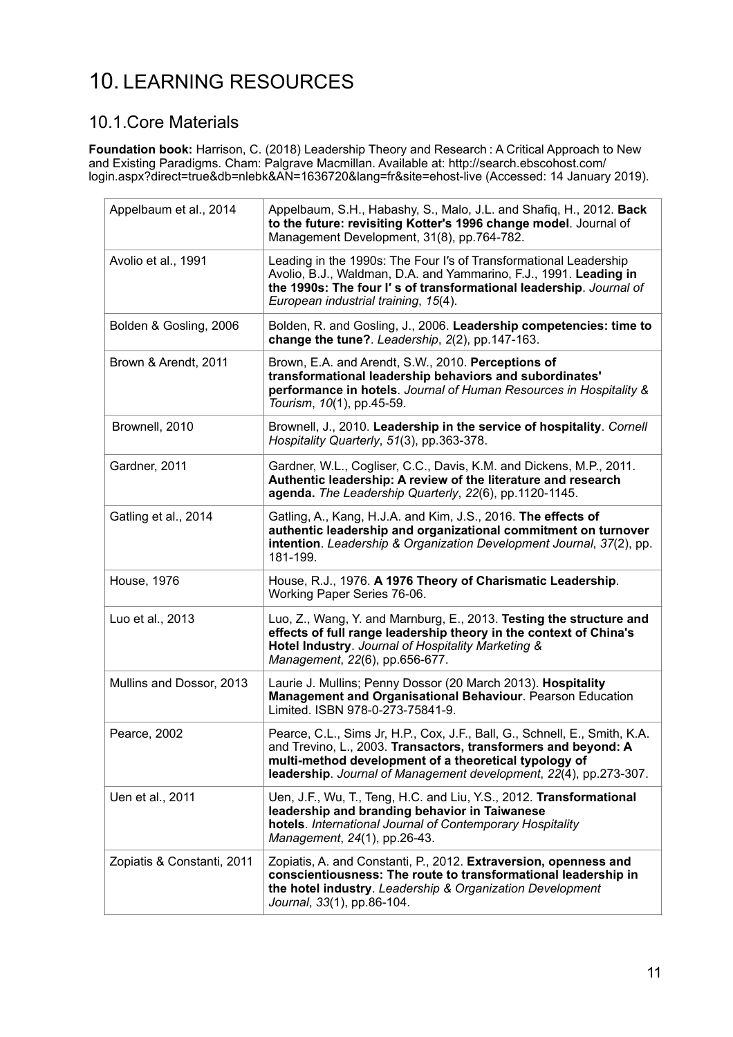# 10. LEARNING RESOURCES

## 10.1. Core Materials

**Foundation book:** Harrison, C. (2018) Leadership Theory and Research : A Critical Approach to New and Existing Paradigms. Cham: Palgrave Macmillan. Available at: http://search.ebscohost.com/login.aspx?direct=true&db=nlebk&AN=1636720&lang=fr&site=ehost-live (Accessed: 14 January 2019).

| | |
|---|---|
| Appelbaum et al., 2014 | Appelbaum, S.H., Habashy, S., Malo, J.L. and Shafiq, H., 2012. **Back to the future: revisiting Kotter's 1996 change model**. Journal of Management Development, 31(8), pp.764-782. |
| Avolio et al., 1991 | Leading in the 1990s: The Four I′s of Transformational Leadership Avolio, B.J., Waldman, D.A. and Yammarino, F.J., 1991. **Leading in the 1990s: The four I′ s of transformational leadership**. *Journal of European industrial training*, *15*(4). |
| Bolden & Gosling, 2006 | Bolden, R. and Gosling, J., 2006. **Leadership competencies: time to change the tune?**. *Leadership*, *2*(2), pp.147-163. |
| Brown & Arendt, 2011 | Brown, E.A. and Arendt, S.W., 2010. **Perceptions of transformational leadership behaviors and subordinates' performance in hotels**. *Journal of Human Resources in Hospitality & Tourism*, *10*(1), pp.45-59. |
| Brownell, 2010 | Brownell, J., 2010. **Leadership in the service of hospitality**. *Cornell Hospitality Quarterly*, *51*(3), pp.363-378. |
| Gardner, 2011 | Gardner, W.L., Cogliser, C.C., Davis, K.M. and Dickens, M.P., 2011. **Authentic leadership: A review of the literature and research agenda.** *The Leadership Quarterly*, *22*(6), pp.1120-1145. |
| Gatling et al., 2014 | Gatling, A., Kang, H.J.A. and Kim, J.S., 2016. **The effects of authentic leadership and organizational commitment on turnover intention**. *Leadership & Organization Development Journal*, *37*(2), pp. 181-199. |
| House, 1976 | House, R.J., 1976. **A 1976 Theory of Charismatic Leadership**. Working Paper Series 76-06. |
| Luo et al., 2013 | Luo, Z., Wang, Y. and Marnburg, E., 2013. **Testing the structure and effects of full range leadership theory in the context of China's Hotel Industry**. *Journal of Hospitality Marketing & Management*, *22*(6), pp.656-677. |
| Mullins and Dossor, 2013 | Laurie J. Mullins; Penny Dossor (20 March 2013). **Hospitality Management and Organisational Behaviour**. Pearson Education Limited. ISBN 978-0-273-75841-9. |
| Pearce, 2002 | Pearce, C.L., Sims Jr, H.P., Cox, J.F., Ball, G., Schnell, E., Smith, K.A. and Trevino, L., 2003. **Transactors, transformers and beyond: A multi-method development of a theoretical typology of leadership**. *Journal of Management development*, *22*(4), pp.273-307. |
| Uen et al., 2011 | Uen, J.F., Wu, T., Teng, H.C. and Liu, Y.S., 2012. **Transformational leadership and branding behavior in Taiwanese hotels**. *International Journal of Contemporary Hospitality Management*, *24*(1), pp.26-43. |
| Zopiatis & Constanti, 2011 | Zopiatis, A. and Constanti, P., 2012. **Extraversion, openness and conscientiousness: The route to transformational leadership in the hotel industry**. *Leadership & Organization Development Journal*, *33*(1), pp.86-104. |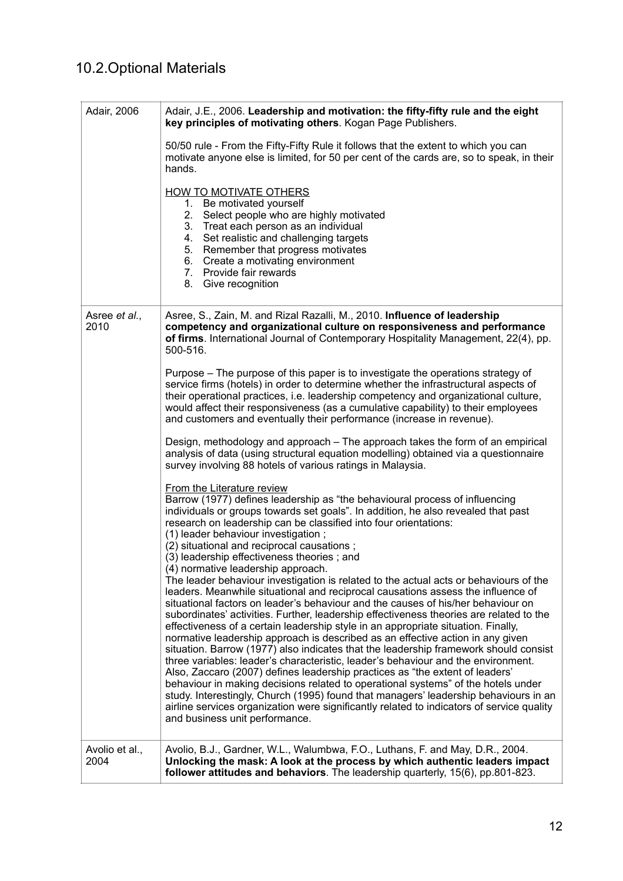## 10.2.Optional Materials

| | |
|---|---|
| Adair, 2006 | Adair, J.E., 2006. **Leadership and motivation: the fifty-fifty rule and the eight key principles of motivating others**. Kogan Page Publishers.<br><br>50/50 rule - From the Fifty-Fifty Rule it follows that the extent to which you can motivate anyone else is limited, for 50 per cent of the cards are, so to speak, in their hands.<br><br><u>HOW TO MOTIVATE OTHERS</u><br>1. Be motivated yourself<br>2. Select people who are highly motivated<br>3. Treat each person as an individual<br>4. Set realistic and challenging targets<br>5. Remember that progress motivates<br>6. Create a motivating environment<br>7. Provide fair rewards<br>8. Give recognition |
| Asree *et al.*, 2010 | Asree, S., Zain, M. and Rizal Razalli, M., 2010. **Influence of leadership competency and organizational culture on responsiveness and performance of firms**. International Journal of Contemporary Hospitality Management, 22(4), pp. 500-516.<br><br>Purpose – The purpose of this paper is to investigate the operations strategy of service firms (hotels) in order to determine whether the infrastructural aspects of their operational practices, i.e. leadership competency and organizational culture, would affect their responsiveness (as a cumulative capability) to their employees and customers and eventually their performance (increase in revenue).<br><br>Design, methodology and approach – The approach takes the form of an empirical analysis of data (using structural equation modelling) obtained via a questionnaire survey involving 88 hotels of various ratings in Malaysia.<br><br><u>From the Literature review</u><br>Barrow (1977) defines leadership as "the behavioural process of influencing individuals or groups towards set goals". In addition, he also revealed that past research on leadership can be classified into four orientations:<br>(1) leader behaviour investigation ;<br>(2) situational and reciprocal causations ;<br>(3) leadership effectiveness theories ; and<br>(4) normative leadership approach.<br>The leader behaviour investigation is related to the actual acts or behaviours of the leaders. Meanwhile situational and reciprocal causations assess the influence of situational factors on leader's behaviour and the causes of his/her behaviour on subordinates' activities. Further, leadership effectiveness theories are related to the effectiveness of a certain leadership style in an appropriate situation. Finally, normative leadership approach is described as an effective action in any given situation. Barrow (1977) also indicates that the leadership framework should consist three variables: leader's characteristic, leader's behaviour and the environment. Also, Zaccaro (2007) defines leadership practices as "the extent of leaders' behaviour in making decisions related to operational systems" of the hotels under study. Interestingly, Church (1995) found that managers' leadership behaviours in an airline services organization were significantly related to indicators of service quality and business unit performance. |
| Avolio et al., 2004 | Avolio, B.J., Gardner, W.L., Walumbwa, F.O., Luthans, F. and May, D.R., 2004. **Unlocking the mask: A look at the process by which authentic leaders impact follower attitudes and behaviors**. The leadership quarterly, 15(6), pp.801-823. |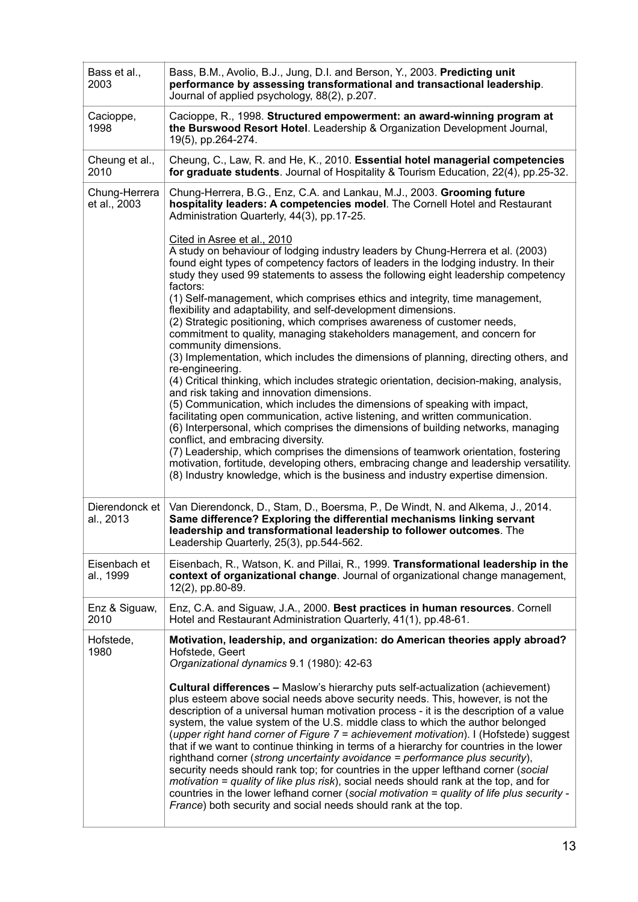| | |
|---|---|
| Bass et al., 2003 | Bass, B.M., Avolio, B.J., Jung, D.I. and Berson, Y., 2003. **Predicting unit performance by assessing transformational and transactional leadership**. Journal of applied psychology, 88(2), p.207. |
| Cacioppe, 1998 | Cacioppe, R., 1998. **Structured empowerment: an award-winning program at the Burswood Resort Hotel**. Leadership & Organization Development Journal, 19(5), pp.264-274. |
| Cheung et al., 2010 | Cheung, C., Law, R. and He, K., 2010. **Essential hotel managerial competencies for graduate students**. Journal of Hospitality & Tourism Education, 22(4), pp.25-32. |
| Chung-Herrera et al., 2003 | Chung-Herrera, B.G., Enz, C.A. and Lankau, M.J., 2003. **Grooming future hospitality leaders: A competencies model**. The Cornell Hotel and Restaurant Administration Quarterly, 44(3), pp.17-25.<br><br><u>Cited in Asree et al., 2010</u><br>A study on behaviour of lodging industry leaders by Chung-Herrera et al. (2003) found eight types of competency factors of leaders in the lodging industry. In their study they used 99 statements to assess the following eight leadership competency factors:<br>(1) Self-management, which comprises ethics and integrity, time management, flexibility and adaptability, and self-development dimensions.<br>(2) Strategic positioning, which comprises awareness of customer needs, commitment to quality, managing stakeholders management, and concern for community dimensions.<br>(3) Implementation, which includes the dimensions of planning, directing others, and re-engineering.<br>(4) Critical thinking, which includes strategic orientation, decision-making, analysis, and risk taking and innovation dimensions.<br>(5) Communication, which includes the dimensions of speaking with impact, facilitating open communication, active listening, and written communication.<br>(6) Interpersonal, which comprises the dimensions of building networks, managing conflict, and embracing diversity.<br>(7) Leadership, which comprises the dimensions of teamwork orientation, fostering motivation, fortitude, developing others, embracing change and leadership versatility.<br>(8) Industry knowledge, which is the business and industry expertise dimension. |
| Dierendonck et al., 2013 | Van Dierendonck, D., Stam, D., Boersma, P., De Windt, N. and Alkema, J., 2014. **Same difference? Exploring the differential mechanisms linking servant leadership and transformational leadership to follower outcomes**. The Leadership Quarterly, 25(3), pp.544-562. |
| Eisenbach et al., 1999 | Eisenbach, R., Watson, K. and Pillai, R., 1999. **Transformational leadership in the context of organizational change**. Journal of organizational change management, 12(2), pp.80-89. |
| Enz & Siguaw, 2010 | Enz, C.A. and Siguaw, J.A., 2000. **Best practices in human resources**. Cornell Hotel and Restaurant Administration Quarterly, 41(1), pp.48-61. |
| Hofstede, 1980 | **Motivation, leadership, and organization: do American theories apply abroad?**<br>Hofstede, Geert<br>*Organizational dynamics* 9.1 (1980): 42-63<br><br>**Cultural differences –** Maslow's hierarchy puts self-actualization (achievement) plus esteem above social needs above security needs. This, however, is not the description of a universal human motivation process - it is the description of a value system, the value system of the U.S. middle class to which the author belonged (*upper right hand corner of Figure 7 = achievement motivation*). I (Hofstede) suggest that if we want to continue thinking in terms of a hierarchy for countries in the lower righthand corner (*strong uncertainty avoidance = performance plus security*), security needs should rank top; for countries in the upper lefthand corner (*social motivation = quality of like plus risk*), social needs should rank at the top, and for countries in the lower lefhand corner (*social motivation = quality of life plus security - France*) both security and social needs should rank at the top. |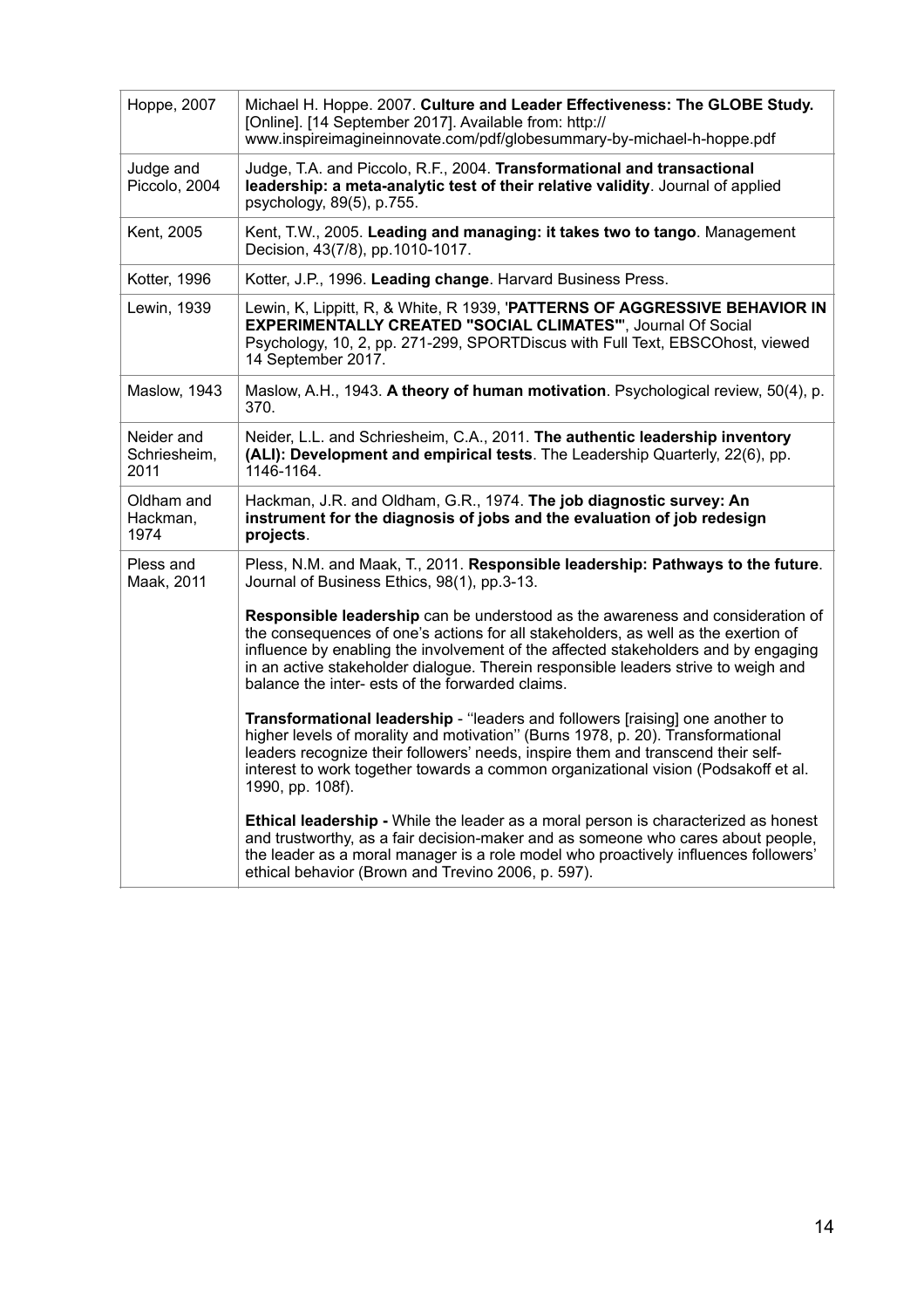| | |
|---|---|
| Hoppe, 2007 | Michael H. Hoppe. 2007. **Culture and Leader Effectiveness: The GLOBE Study.** [Online]. [14 September 2017]. Available from: http:// www.inspireimagineinnovate.com/pdf/globesummary-by-michael-h-hoppe.pdf |
| Judge and Piccolo, 2004 | Judge, T.A. and Piccolo, R.F., 2004. **Transformational and transactional leadership: a meta-analytic test of their relative validity**. Journal of applied psychology, 89(5), p.755. |
| Kent, 2005 | Kent, T.W., 2005. **Leading and managing: it takes two to tango**. Management Decision, 43(7/8), pp.1010-1017. |
| Kotter, 1996 | Kotter, J.P., 1996. **Leading change**. Harvard Business Press. |
| Lewin, 1939 | Lewin, K, Lippitt, R, & White, R 1939, '**PATTERNS OF AGGRESSIVE BEHAVIOR IN EXPERIMENTALLY CREATED "SOCIAL CLIMATES"**', Journal Of Social Psychology, 10, 2, pp. 271-299, SPORTDiscus with Full Text, EBSCOhost, viewed 14 September 2017. |
| Maslow, 1943 | Maslow, A.H., 1943. **A theory of human motivation**. Psychological review, 50(4), p. 370. |
| Neider and Schriesheim, 2011 | Neider, L.L. and Schriesheim, C.A., 2011. **The authentic leadership inventory (ALI): Development and empirical tests**. The Leadership Quarterly, 22(6), pp. 1146-1164. |
| Oldham and Hackman, 1974 | Hackman, J.R. and Oldham, G.R., 1974. **The job diagnostic survey: An instrument for the diagnosis of jobs and the evaluation of job redesign projects**. |
| Pless and Maak, 2011 | Pless, N.M. and Maak, T., 2011. **Responsible leadership: Pathways to the future**. Journal of Business Ethics, 98(1), pp.3-13.<br><br>**Responsible leadership** can be understood as the awareness and consideration of the consequences of one's actions for all stakeholders, as well as the exertion of influence by enabling the involvement of the affected stakeholders and by engaging in an active stakeholder dialogue. Therein responsible leaders strive to weigh and balance the inter- ests of the forwarded claims.<br><br>**Transformational leadership** - ''leaders and followers [raising] one another to higher levels of morality and motivation'' (Burns 1978, p. 20). Transformational leaders recognize their followers' needs, inspire them and transcend their self-interest to work together towards a common organizational vision (Podsakoff et al. 1990, pp. 108f).<br><br>**Ethical leadership -** While the leader as a moral person is characterized as honest and trustworthy, as a fair decision-maker and as someone who cares about people, the leader as a moral manager is a role model who proactively influences followers' ethical behavior (Brown and Trevino 2006, p. 597). |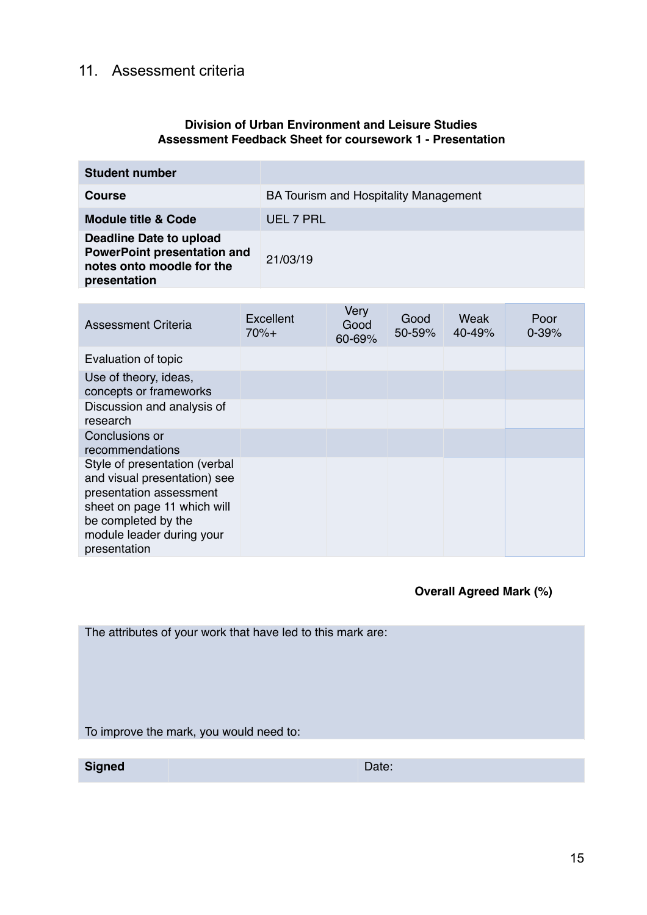## 11. Assessment criteria

**Division of Urban Environment and Leisure Studies**
**Assessment Feedback Sheet for coursework 1 - Presentation**

| **Student number** | |
|---|---|
| **Course** | BA Tourism and Hospitality Management |
| **Module title & Code** | UEL 7 PRL |
| **Deadline Date to upload PowerPoint presentation and notes onto moodle for the presentation** | 21/03/19 |

| Assessment Criteria | Excellent 70%+ | Very Good 60-69% | Good 50-59% | Weak 40-49% | Poor 0-39% |
|---|---|---|---|---|---|
| Evaluation of topic | | | | | |
| Use of theory, ideas, concepts or frameworks | | | | | |
| Discussion and analysis of research | | | | | |
| Conclusions or recommendations | | | | | |
| Style of presentation (verbal and visual presentation) see presentation assessment sheet on page 11 which will be completed by the module leader during your presentation | | | | | |

**Overall Agreed Mark (%)**

| The attributes of your work that have led to this mark are: |
|---|
| To improve the mark, you would need to: |

| **Signed** | | Date: |
|---|---|---|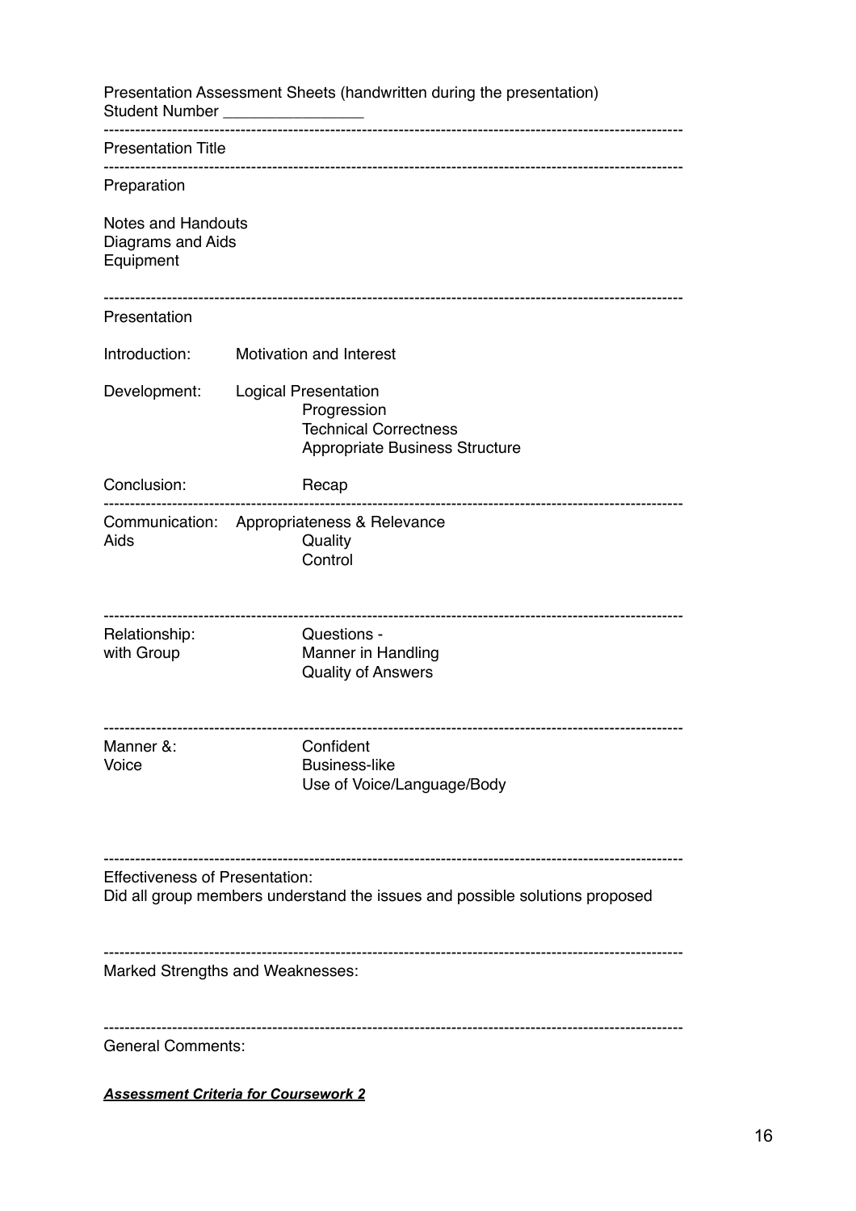Presentation Assessment Sheets (handwritten during the presentation)
Student Number _______________

---

Presentation Title

---

Preparation

Notes and Handouts
Diagrams and Aids
Equipment

---

Presentation

Introduction: Motivation and Interest

Development: Logical Presentation
- Progression
- Technical Correctness
- Appropriate Business Structure

Conclusion: Recap

---

Communication: Appropriateness & Relevance
Aids
- Quality
- Control

---

Relationship: Questions -
with Group
- Manner in Handling
- Quality of Answers

---

Manner &: Confident
Voice
- Business-like
- Use of Voice/Language/Body

---

Effectiveness of Presentation:
Did all group members understand the issues and possible solutions proposed

---

Marked Strengths and Weaknesses:

---

General Comments:

***Assessment Criteria for Coursework 2***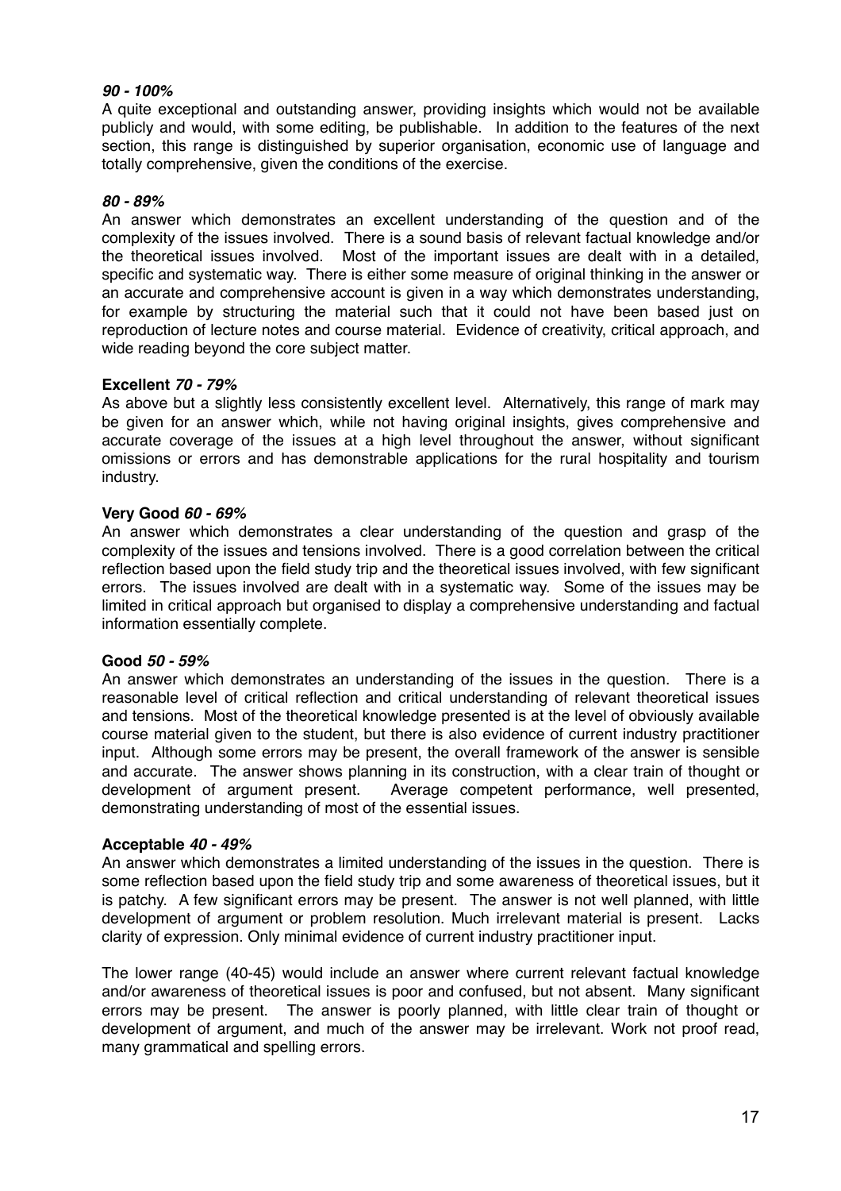***90 - 100%***

A quite exceptional and outstanding answer, providing insights which would not be available publicly and would, with some editing, be publishable. In addition to the features of the next section, this range is distinguished by superior organisation, economic use of language and totally comprehensive, given the conditions of the exercise.

***80 - 89%***

An answer which demonstrates an excellent understanding of the question and of the complexity of the issues involved. There is a sound basis of relevant factual knowledge and/or the theoretical issues involved. Most of the important issues are dealt with in a detailed, specific and systematic way. There is either some measure of original thinking in the answer or an accurate and comprehensive account is given in a way which demonstrates understanding, for example by structuring the material such that it could not have been based just on reproduction of lecture notes and course material. Evidence of creativity, critical approach, and wide reading beyond the core subject matter.

**Excellent *70 - 79%***

As above but a slightly less consistently excellent level. Alternatively, this range of mark may be given for an answer which, while not having original insights, gives comprehensive and accurate coverage of the issues at a high level throughout the answer, without significant omissions or errors and has demonstrable applications for the rural hospitality and tourism industry.

**Very Good *60 - 69%***

An answer which demonstrates a clear understanding of the question and grasp of the complexity of the issues and tensions involved. There is a good correlation between the critical reflection based upon the field study trip and the theoretical issues involved, with few significant errors. The issues involved are dealt with in a systematic way. Some of the issues may be limited in critical approach but organised to display a comprehensive understanding and factual information essentially complete.

**Good *50 - 59%***

An answer which demonstrates an understanding of the issues in the question. There is a reasonable level of critical reflection and critical understanding of relevant theoretical issues and tensions. Most of the theoretical knowledge presented is at the level of obviously available course material given to the student, but there is also evidence of current industry practitioner input. Although some errors may be present, the overall framework of the answer is sensible and accurate. The answer shows planning in its construction, with a clear train of thought or development of argument present. Average competent performance, well presented, demonstrating understanding of most of the essential issues.

**Acceptable *40 - 49%***

An answer which demonstrates a limited understanding of the issues in the question. There is some reflection based upon the field study trip and some awareness of theoretical issues, but it is patchy. A few significant errors may be present. The answer is not well planned, with little development of argument or problem resolution. Much irrelevant material is present. Lacks clarity of expression. Only minimal evidence of current industry practitioner input.

The lower range (40-45) would include an answer where current relevant factual knowledge and/or awareness of theoretical issues is poor and confused, but not absent. Many significant errors may be present. The answer is poorly planned, with little clear train of thought or development of argument, and much of the answer may be irrelevant. Work not proof read, many grammatical and spelling errors.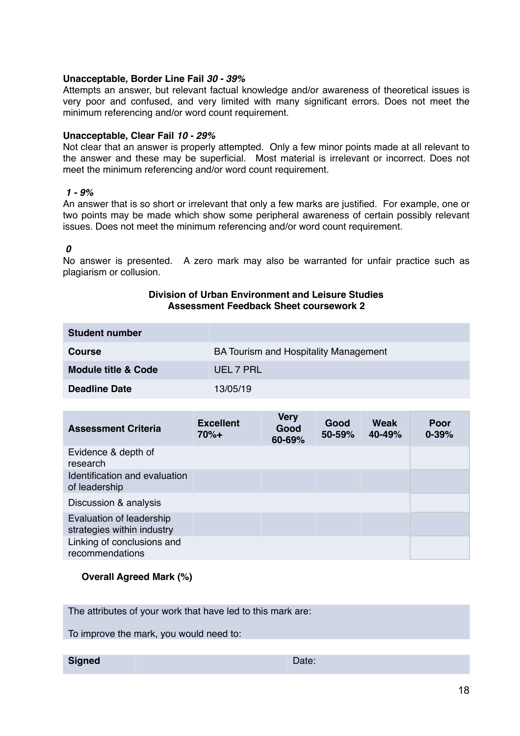**Unacceptable, Border Line Fail *30 - 39%***
Attempts an answer, but relevant factual knowledge and/or awareness of theoretical issues is very poor and confused, and very limited with many significant errors. Does not meet the minimum referencing and/or word count requirement.

**Unacceptable, Clear Fail *10 - 29%***
Not clear that an answer is properly attempted. Only a few minor points made at all relevant to the answer and these may be superficial. Most material is irrelevant or incorrect. Does not meet the minimum referencing and/or word count requirement.

***1 - 9%***
An answer that is so short or irrelevant that only a few marks are justified. For example, one or two points may be made which show some peripheral awareness of certain possibly relevant issues. Does not meet the minimum referencing and/or word count requirement.

***0***
No answer is presented. A zero mark may also be warranted for unfair practice such as plagiarism or collusion.

**Division of Urban Environment and Leisure Studies**
**Assessment Feedback Sheet coursework 2**

| **Student number** | |
|---|---|
| **Course** | BA Tourism and Hospitality Management |
| **Module title & Code** | UEL 7 PRL |
| **Deadline Date** | 13/05/19 |

| **Assessment Criteria** | **Excellent 70%+** | **Very Good 60-69%** | **Good 50-59%** | **Weak 40-49%** | **Poor 0-39%** |
|---|---|---|---|---|---|
| Evidence & depth of research | | | | | |
| Identification and evaluation of leadership | | | | | |
| Discussion & analysis | | | | | |
| Evaluation of leadership strategies within industry | | | | | |
| Linking of conclusions and recommendations | | | | | |

**Overall Agreed Mark (%)**

The attributes of your work that have led to this mark are:

To improve the mark, you would need to:

| **Signed** | | Date: |
|---|---|---|